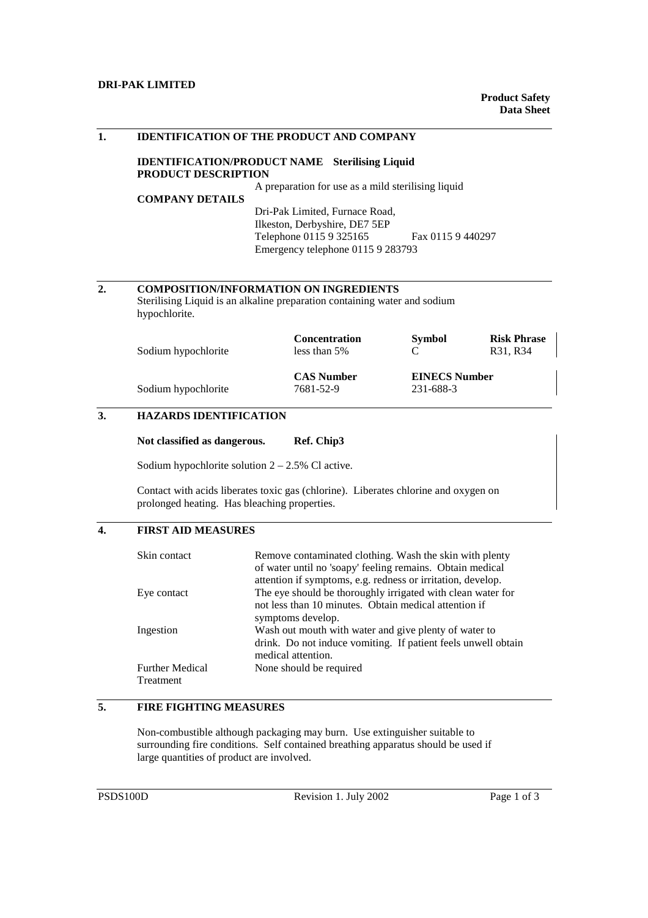**DRI-PAK LIMITED**

**Product Safety Data Sheet**

## 1. IDENTIFICATION OF THE PRODUCT AND COMPANY

**IDENTIFICATION/PRODUCT NAME** **Sterilising Liquid**

**PRODUCT DESCRIPTION**

A preparation for use as a mild sterilising liquid

**COMPANY DETAILS**

Dri-Pak Limited, Furnace Road,
Ilkeston, Derbyshire, DE7 5EP
Telephone 0115 9 325165 Fax 0115 9 440297
Emergency telephone 0115 9 283793

## 2. COMPOSITION/INFORMATION ON INGREDIENTS

Sterilising Liquid is an alkaline preparation containing water and sodium hypochlorite.

| | **Concentration** | **Symbol** | **Risk Phrase** |
|---|---|---|---|
| Sodium hypochlorite | less than 5% | C | R31, R34 |

| | **CAS Number** | **EINECS Number** |
|---|---|---|
| Sodium hypochlorite | 7681-52-9 | 231-688-3 |

## 3. HAZARDS IDENTIFICATION

**Not classified as dangerous.** **Ref. Chip3**

Sodium hypochlorite solution 2 – 2.5% Cl active.

Contact with acids liberates toxic gas (chlorine). Liberates chlorine and oxygen on prolonged heating. Has bleaching properties.

## 4. FIRST AID MEASURES

| | |
|---|---|
| Skin contact | Remove contaminated clothing. Wash the skin with plenty of water until no 'soapy' feeling remains. Obtain medical attention if symptoms, e.g. redness or irritation, develop. |
| Eye contact | The eye should be thoroughly irrigated with clean water for not less than 10 minutes. Obtain medical attention if symptoms develop. |
| Ingestion | Wash out mouth with water and give plenty of water to drink. Do not induce vomiting. If patient feels unwell obtain medical attention. |
| Further Medical Treatment | None should be required |

## 5. FIRE FIGHTING MEASURES

Non-combustible although packaging may burn. Use extinguisher suitable to surrounding fire conditions. Self contained breathing apparatus should be used if large quantities of product are involved.

PSDS100D Revision 1. July 2002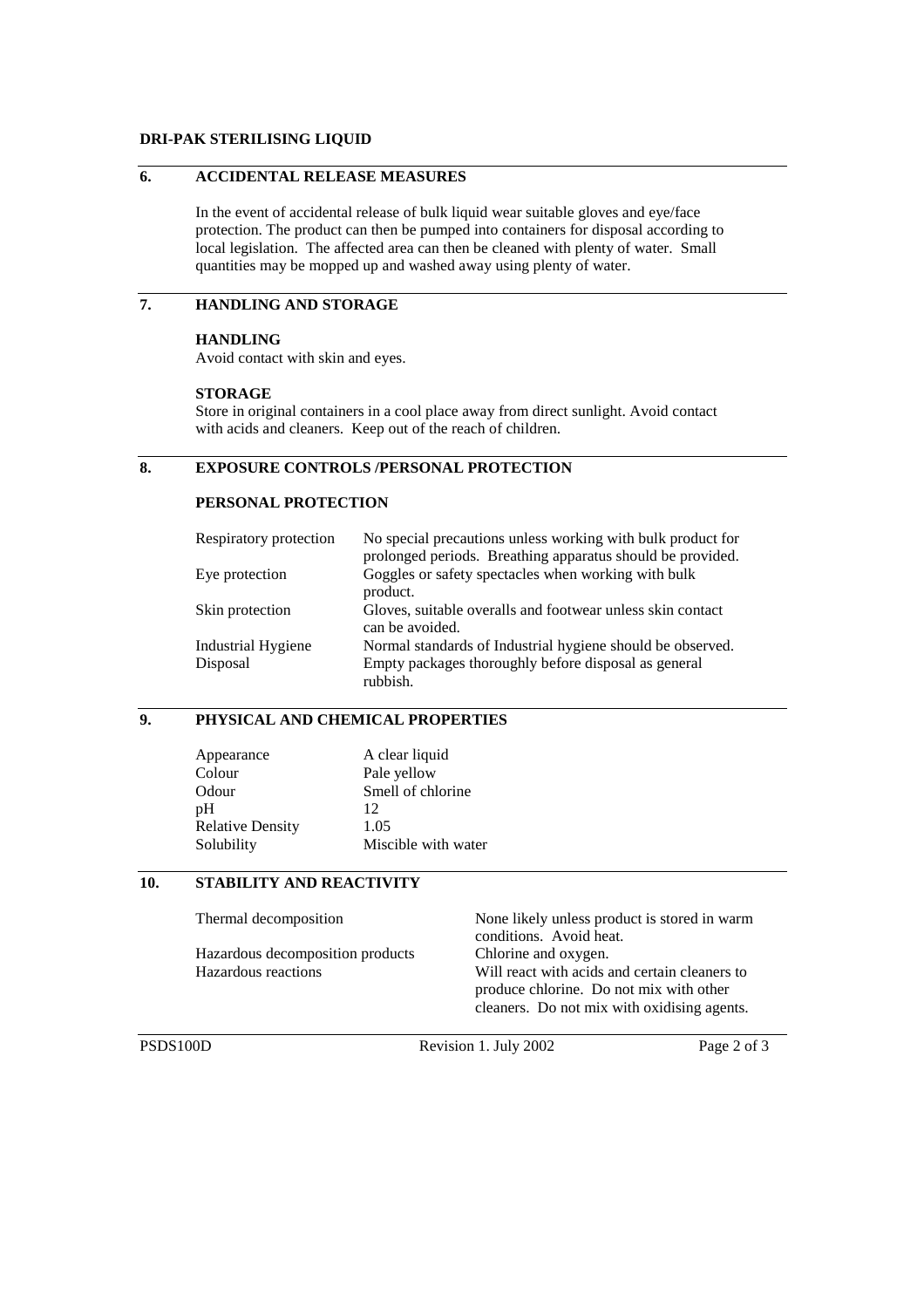## 6. ACCIDENTAL RELEASE MEASURES

In the event of accidental release of bulk liquid wear suitable gloves and eye/face protection. The product can then be pumped into containers for disposal according to local legislation. The affected area can then be cleaned with plenty of water. Small quantities may be mopped up and washed away using plenty of water.

## 7. HANDLING AND STORAGE

**HANDLING**
Avoid contact with skin and eyes.

**STORAGE**
Store in original containers in a cool place away from direct sunlight. Avoid contact with acids and cleaners. Keep out of the reach of children.

## 8. EXPOSURE CONTROLS /PERSONAL PROTECTION

**PERSONAL PROTECTION**

| | |
|---|---|
| Respiratory protection | No special precautions unless working with bulk product for prolonged periods. Breathing apparatus should be provided. |
| Eye protection | Goggles or safety spectacles when working with bulk product. |
| Skin protection | Gloves, suitable overalls and footwear unless skin contact can be avoided. |
| Industrial Hygiene | Normal standards of Industrial hygiene should be observed. |
| Disposal | Empty packages thoroughly before disposal as general rubbish. |

## 9. PHYSICAL AND CHEMICAL PROPERTIES

| | |
|---|---|
| Appearance | A clear liquid |
| Colour | Pale yellow |
| Odour | Smell of chlorine |
| pH | 12 |
| Relative Density | 1.05 |
| Solubility | Miscible with water |

## 10. STABILITY AND REACTIVITY

| | |
|---|---|
| Thermal decomposition | None likely unless product is stored in warm conditions. Avoid heat. |
| Hazardous decomposition products | Chlorine and oxygen. |
| Hazardous reactions | Will react with acids and certain cleaners to produce chlorine. Do not mix with other cleaners. Do not mix with oxidising agents. |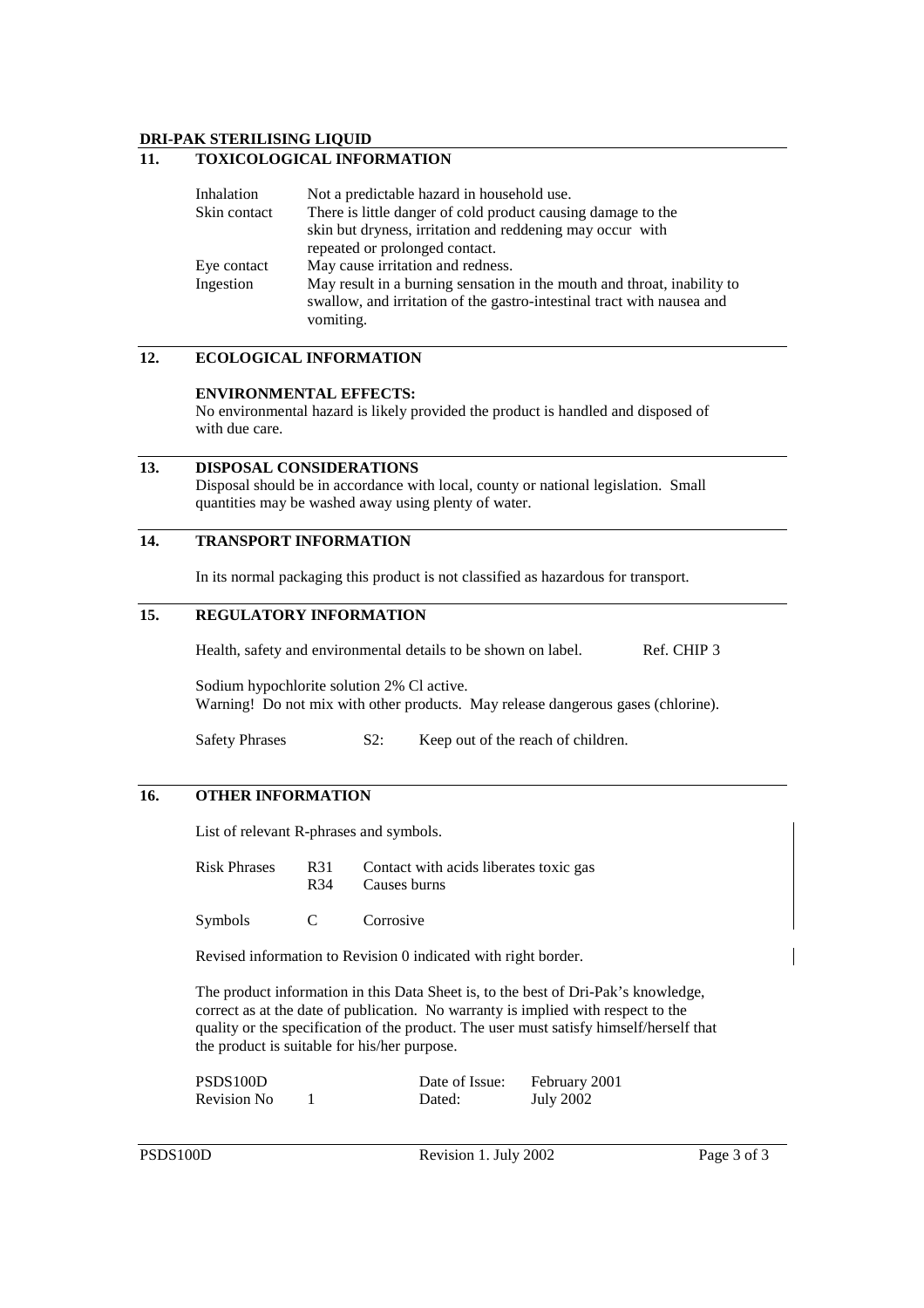**DRI-PAK STERILISING LIQUID**

## 11. TOXICOLOGICAL INFORMATION

| | |
|---|---|
| Inhalation | Not a predictable hazard in household use. |
| Skin contact | There is little danger of cold product causing damage to the skin but dryness, irritation and reddening may occur with repeated or prolonged contact. |
| Eye contact | May cause irritation and redness. |
| Ingestion | May result in a burning sensation in the mouth and throat, inability to swallow, and irritation of the gastro-intestinal tract with nausea and vomiting. |

## 12. ECOLOGICAL INFORMATION

**ENVIRONMENTAL EFFECTS:**
No environmental hazard is likely provided the product is handled and disposed of with due care.

## 13. DISPOSAL CONSIDERATIONS

Disposal should be in accordance with local, county or national legislation. Small quantities may be washed away using plenty of water.

## 14. TRANSPORT INFORMATION

In its normal packaging this product is not classified as hazardous for transport.

## 15. REGULATORY INFORMATION

Health, safety and environmental details to be shown on label. Ref. CHIP 3

Sodium hypochlorite solution 2% Cl active.
Warning! Do not mix with other products. May release dangerous gases (chlorine).

| | | |
|---|---|---|
| Safety Phrases | S2: | Keep out of the reach of children. |

## 16. OTHER INFORMATION

List of relevant R-phrases and symbols.

| | | |
|---|---|---|
| Risk Phrases | R31 | Contact with acids liberates toxic gas |
| | R34 | Causes burns |
| Symbols | C | Corrosive |

Revised information to Revision 0 indicated with right border.

The product information in this Data Sheet is, to the best of Dri-Pak's knowledge, correct as at the date of publication. No warranty is implied with respect to the quality or the specification of the product. The user must satisfy himself/herself that the product is suitable for his/her purpose.

| | | | |
|---|---|---|---|
| PSDS100D | | Date of Issue: | February 2001 |
| Revision No | 1 | Dated: | July 2002 |